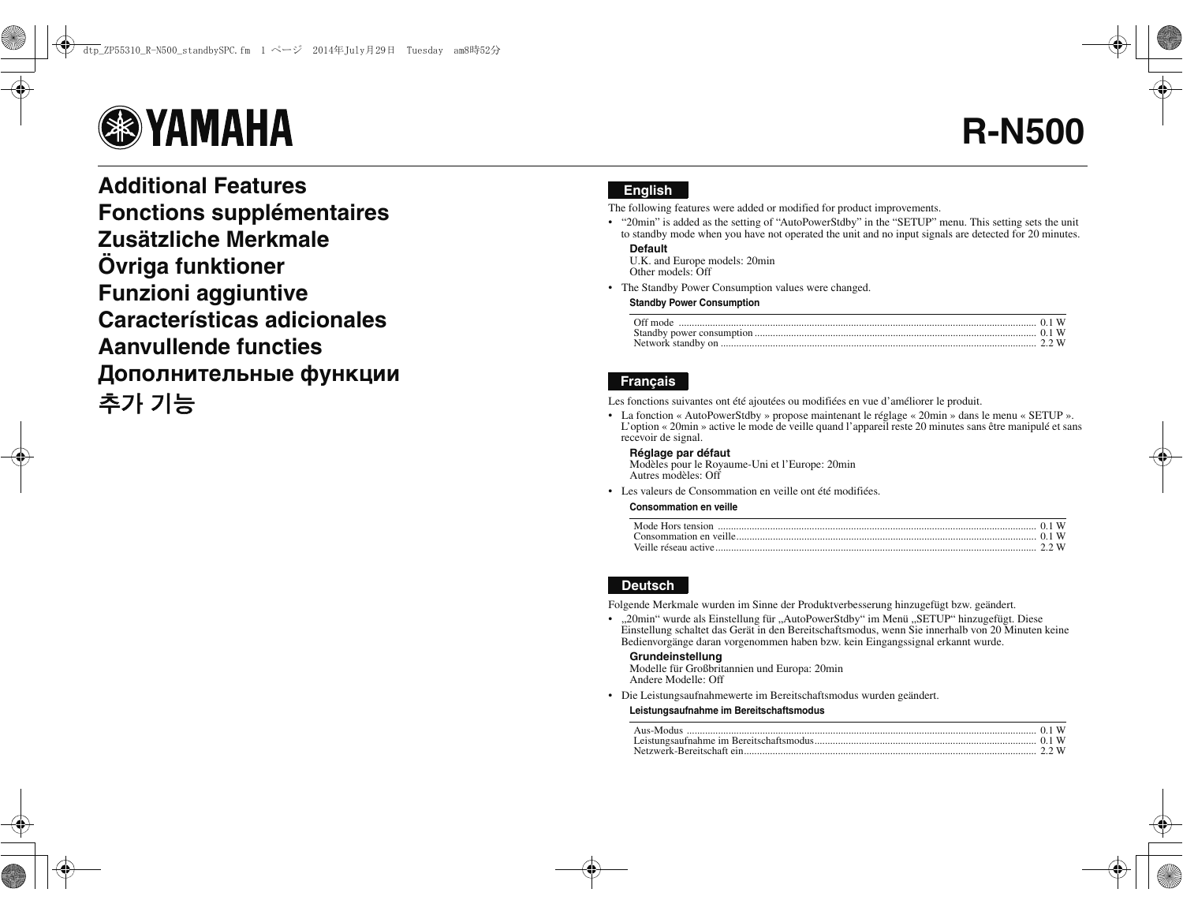YAMAHA

# R-N500

# Additional Features
# Fonctions supplémentaires
# Zusätzliche Merkmale
# Övriga funktioner
# Funzioni aggiuntive
# Características adicionales
# Aanvullende functies
# Дополнительные функции
# 추가 기능

## English

The following features were added or modified for product improvements.

- "20min" is added as the setting of "AutoPowerStdby" in the "SETUP" menu. This setting sets the unit to standby mode when you have not operated the unit and no input signals are detected for 20 minutes.

  **Default**
  U.K. and Europe models: 20min
  Other models: Off

- The Standby Power Consumption values were changed.

  **Standby Power Consumption**

| | |
|---|---|
| Off mode | 0.1 W |
| Standby power consumption | 0.1 W |
| Network standby on | 2.2 W |

## Français

Les fonctions suivantes ont été ajoutées ou modifiées en vue d'améliorer le produit.

- La fonction « AutoPowerStdby » propose maintenant le réglage « 20min » dans le menu « SETUP ». L'option « 20min » active le mode de veille quand l'appareil reste 20 minutes sans être manipulé et sans recevoir de signal.

  **Réglage par défaut**
  Modèles pour le Royaume-Uni et l'Europe: 20min
  Autres modèles: Off

- Les valeurs de Consommation en veille ont été modifiées.

  **Consommation en veille**

| | |
|---|---|
| Mode Hors tension | 0.1 W |
| Consommation en veille | 0.1 W |
| Veille réseau active | 2.2 W |

## Deutsch

Folgende Merkmale wurden im Sinne der Produktverbesserung hinzugefügt bzw. geändert.

- „20min" wurde als Einstellung für „AutoPowerStdby" im Menü „SETUP" hinzugefügt. Diese Einstellung schaltet das Gerät in den Bereitschaftsmodus, wenn Sie innerhalb von 20 Minuten keine Bedienvorgänge daran vorgenommen haben bzw. kein Eingangssignal erkannt wurde.

  **Grundeinstellung**
  Modelle für Großbritannien und Europa: 20min
  Andere Modelle: Off

- Die Leistungsaufnahmewerte im Bereitschaftsmodus wurden geändert.

  **Leistungsaufnahme im Bereitschaftsmodus**

| | |
|---|---|
| Aus-Modus | 0.1 W |
| Leistungsaufnahme im Bereitschaftsmodus | 0.1 W |
| Netzwerk-Bereitschaft ein | 2.2 W |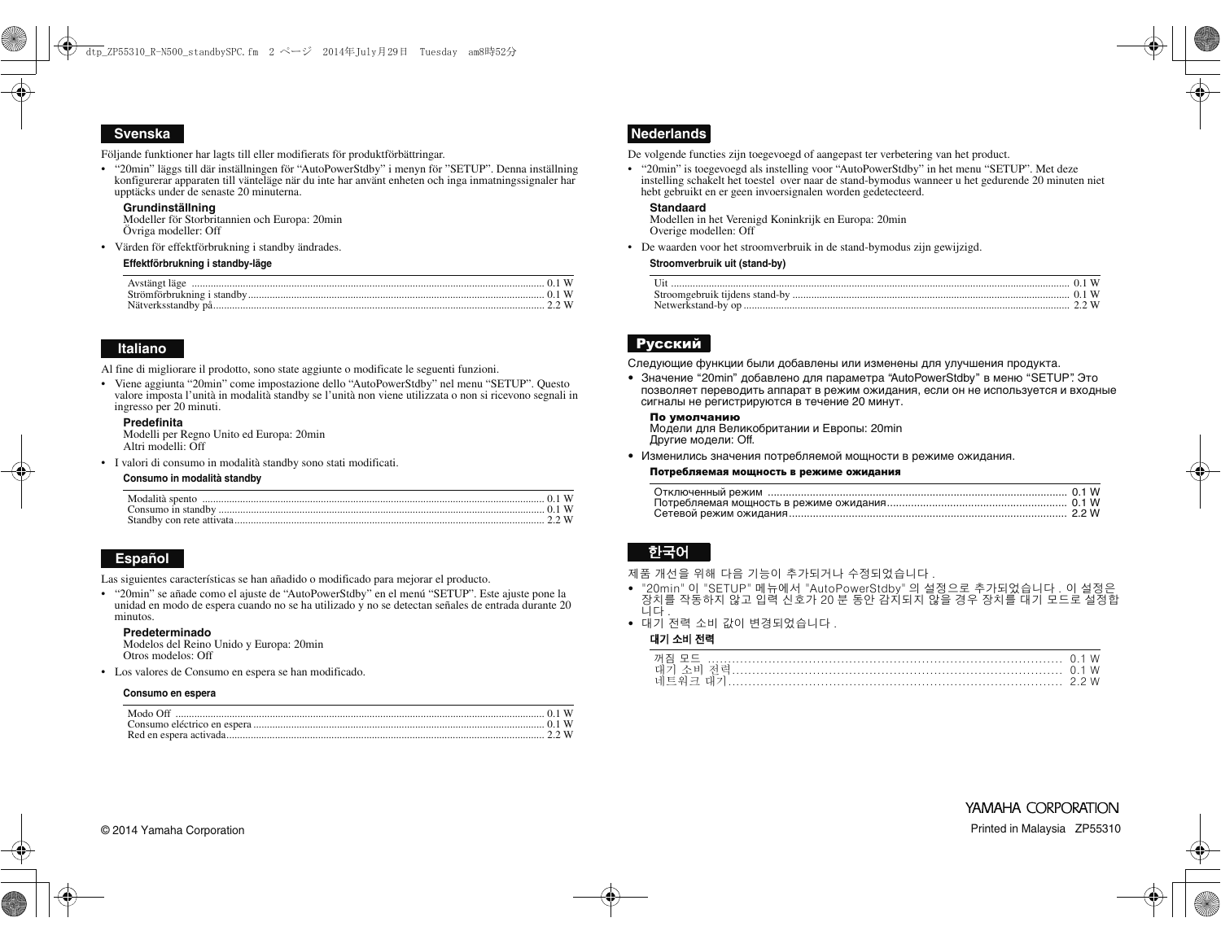## Svenska

Följande funktioner har lagts till eller modifierats för produktförbättringar.

- “20min” läggs till där inställningen för “AutoPowerStdby” i menyn för ”SETUP”. Denna inställning konfigurerar apparaten till vänteläge när du inte har använt enheten och inga inmatningssignaler har upptäcks under de senaste 20 minuterna.

  **Grundinställning**
  Modeller för Storbritannien och Europa: 20min
  Övriga modeller: Off

- Värden för effektförbrukning i standby ändrades.

  **Effektförbrukning i standby-läge**

| | |
|---|---|
| Avstängt läge | 0.1 W |
| Strömförbrukning i standby | 0.1 W |
| Nätverksstandby på | 2.2 W |

## Italiano

Al fine di migliorare il prodotto, sono state aggiunte o modificate le seguenti funzioni.

- Viene aggiunta “20min” come impostazione dello “AutoPowerStdby” nel menu “SETUP”. Questo valore imposta l’unità in modalità standby se l’unità non viene utilizzata o non si ricevono segnali in ingresso per 20 minuti.

  **Predefinita**
  Modelli per Regno Unito ed Europa: 20min
  Altri modelli: Off

- I valori di consumo in modalità standby sono stati modificati.

  **Consumo in modalità standby**

| | |
|---|---|
| Modalità spento | 0.1 W |
| Consumo in standby | 0.1 W |
| Standby con rete attivata | 2.2 W |

## Español

Las siguientes características se han añadido o modificado para mejorar el producto.

- “20min” se añade como el ajuste de “AutoPowerStdby” en el menú “SETUP”. Este ajuste pone la unidad en modo de espera cuando no se ha utilizado y no se detectan señales de entrada durante 20 minutos.

  **Predeterminado**
  Modelos del Reino Unido y Europa: 20min
  Otros modelos: Off

- Los valores de Consumo en espera se han modificado.

  **Consumo en espera**

| | |
|---|---|
| Modo Off | 0.1 W |
| Consumo eléctrico en espera | 0.1 W |
| Red en espera activada | 2.2 W |

## Nederlands

De volgende functies zijn toegevoegd of aangepast ter verbetering van het product.

- “20min” is toegevoegd als instelling voor “AutoPowerStdby” in het menu “SETUP”. Met deze instelling schakelt het toestel over naar de stand-bymodus wanneer u het gedurende 20 minuten niet hebt gebruikt en er geen invoersignalen worden gedetecteerd.

  **Standaard**
  Modellen in het Verenigd Koninkrijk en Europa: 20min
  Overige modellen: Off

- De waarden voor het stroomverbruik in de stand-bymodus zijn gewijzigd.

  **Stroomverbruik uit (stand-by)**

| | |
|---|---|
| Uit | 0.1 W |
| Stroomgebruik tijdens stand-by | 0.1 W |
| Netwerkstand-by op | 2.2 W |

## Русский

Следующие функции были добавлены или изменены для улучшения продукта.

- Значение “20min” добавлено для параметра “AutoPowerStdby” в меню “SETUP”. Это позволяет переводить аппарат в режим ожидания, если он не используется и входные сигналы не регистрируются в течение 20 минут.

  **По умолчанию**
  Модели для Великобритании и Европы: 20min
  Другие модели: Off.

- Изменились значения потребляемой мощности в режиме ожидания.

  **Потребляемая мощность в режиме ожидания**

| | |
|---|---|
| Отключенный режим | 0.1 W |
| Потребляемая мощность в режиме ожидания | 0.1 W |
| Сетевой режим ожидания | 2.2 W |

## 한국어

제품 개선을 위해 다음 기능이 추가되거나 수정되었습니다 .

- "20min" 이 "SETUP" 메뉴에서 "AutoPowerStdby" 의 설정으로 추가되었습니다 . 이 설정은 장치를 작동하지 않고 입력 신호가 20 분 동안 감지되지 않을 경우 장치를 대기 모드로 설정합니다 .
- 대기 전력 소비 값이 변경되었습니다 .

  **대기 소비 전력**

| | |
|---|---|
| 꺼짐 모드 | 0.1 W |
| 대기 소비 전력 | 0.1 W |
| 네트워크 대기 | 2.2 W |

© 2014 Yamaha Corporation

YAMAHA CORPORATION

Printed in Malaysia ZP55310